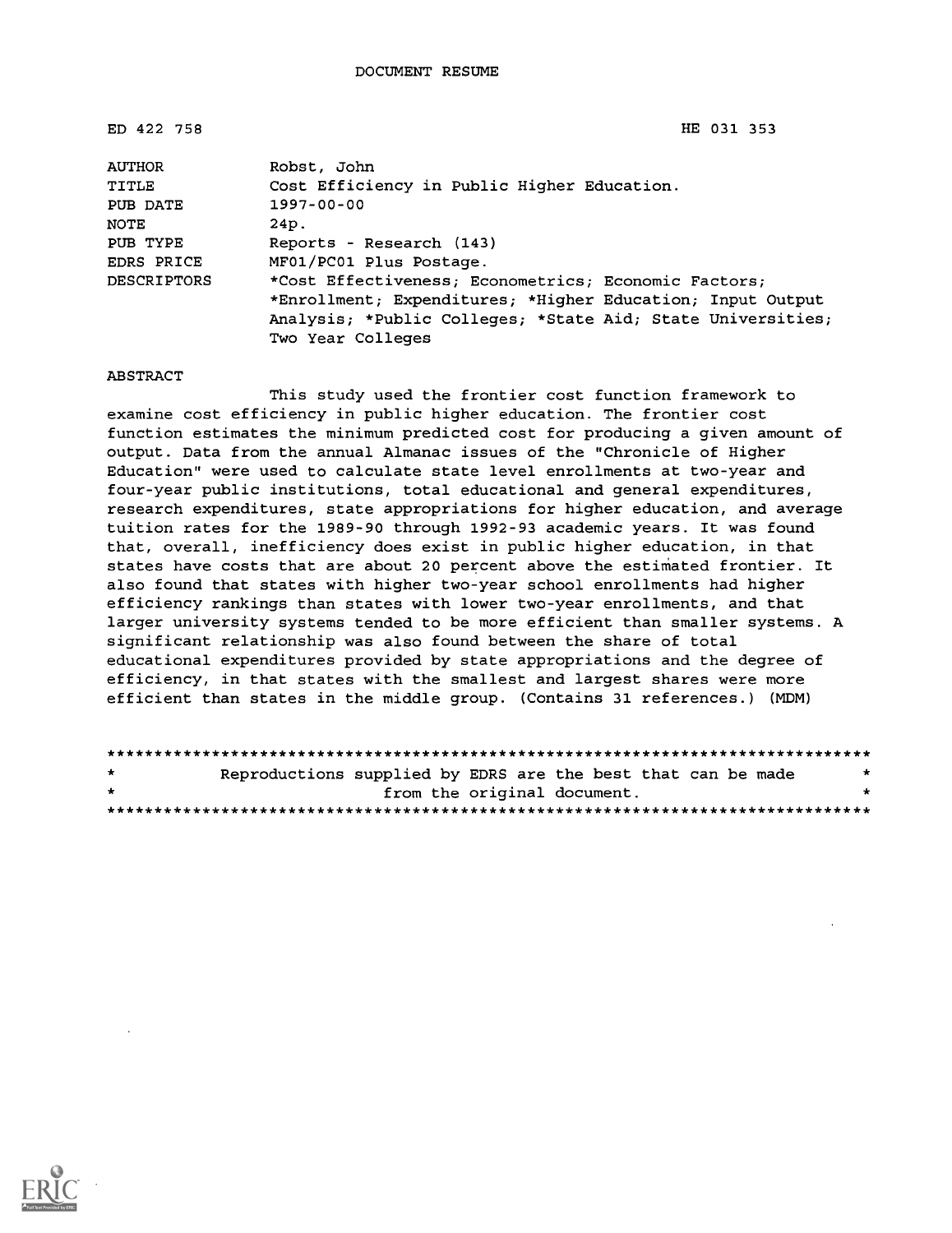DOCUMENT RESUME

| | |
|---|---|
| ED 422 758 | HE 031 353 |
| AUTHOR | Robst, John |
| TITLE | Cost Efficiency in Public Higher Education. |
| PUB DATE | 1997-00-00 |
| NOTE | 24p. |
| PUB TYPE | Reports - Research (143) |
| EDRS PRICE | MF01/PC01 Plus Postage. |
| DESCRIPTORS | *Cost Effectiveness; Econometrics; Economic Factors; *Enrollment; Expenditures; *Higher Education; Input Output Analysis; *Public Colleges; *State Aid; State Universities; Two Year Colleges |

ABSTRACT

This study used the frontier cost function framework to examine cost efficiency in public higher education. The frontier cost function estimates the minimum predicted cost for producing a given amount of output. Data from the annual Almanac issues of the "Chronicle of Higher Education" were used to calculate state level enrollments at two-year and four-year public institutions, total educational and general expenditures, research expenditures, state appropriations for higher education, and average tuition rates for the 1989-90 through 1992-93 academic years. It was found that, overall, inefficiency does exist in public higher education, in that states have costs that are about 20 percent above the estimated frontier. It also found that states with higher two-year school enrollments had higher efficiency rankings than states with lower two-year enrollments, and that larger university systems tended to be more efficient than smaller systems. A significant relationship was also found between the share of total educational expenditures provided by state appropriations and the degree of efficiency, in that states with the smallest and largest shares were more efficient than states in the middle group. (Contains 31 references.) (MDM)

********************************************************************************
* Reproductions supplied by EDRS are the best that can be made *
* from the original document. *
********************************************************************************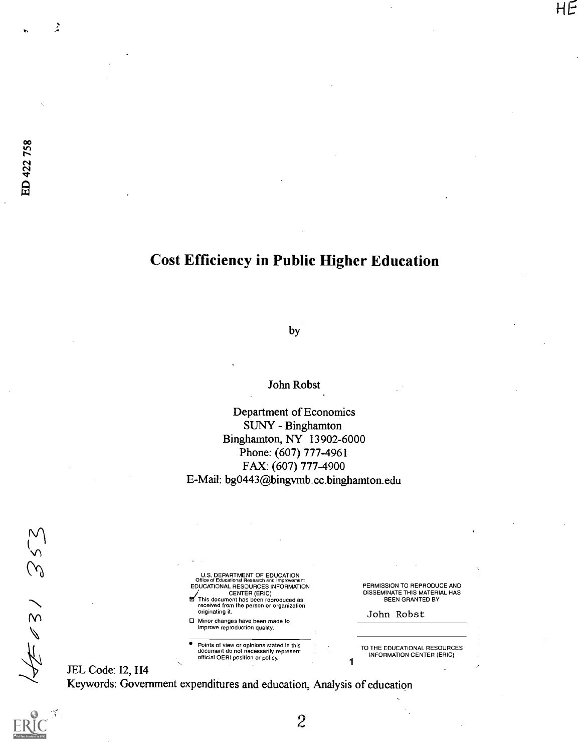# Cost Efficiency in Public Higher Education

by

John Robst

Department of Economics
SUNY - Binghamton
Binghamton, NY 13902-6000
Phone: (607) 777-4961
FAX: (607) 777-4900
E-Mail: bg0443@bingvmb.cc.binghamton.edu

U.S. DEPARTMENT OF EDUCATION
Office of Educational Research and Improvement
EDUCATIONAL RESOURCES INFORMATION CENTER (ERIC)

- [x] This document has been reproduced as received from the person or organization originating it.
- [ ] Minor changes have been made to improve reproduction quality.

- Points of view or opinions stated in this document do not necessarily represent official OERI position or policy.

PERMISSION TO REPRODUCE AND DISSEMINATE THIS MATERIAL HAS BEEN GRANTED BY

John Robst

TO THE EDUCATIONAL RESOURCES INFORMATION CENTER (ERIC)

JEL Code: I2, H4

Keywords: Government expenditures and education, Analysis of education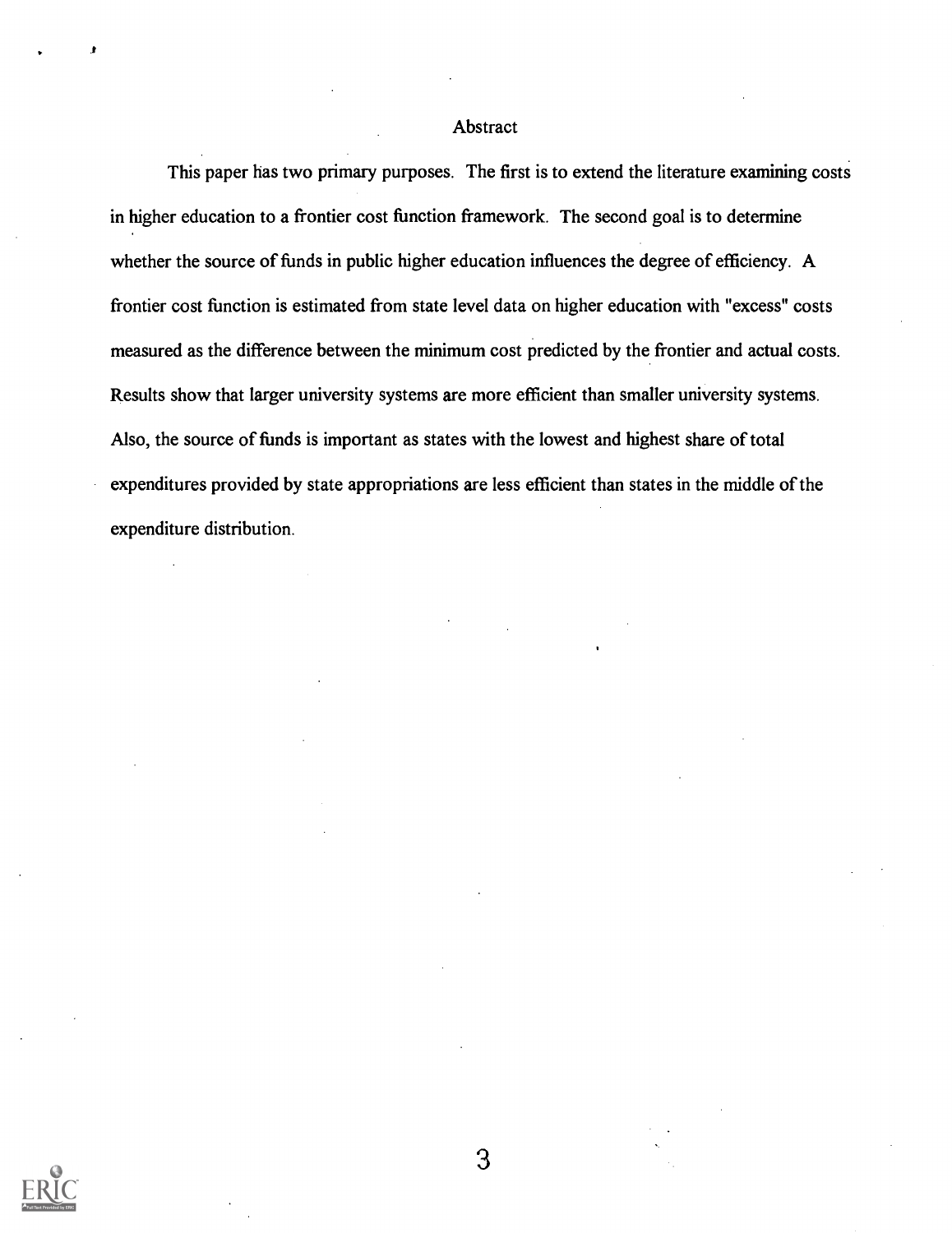## Abstract

This paper has two primary purposes. The first is to extend the literature examining costs in higher education to a frontier cost function framework. The second goal is to determine whether the source of funds in public higher education influences the degree of efficiency. A frontier cost function is estimated from state level data on higher education with "excess" costs measured as the difference between the minimum cost predicted by the frontier and actual costs. Results show that larger university systems are more efficient than smaller university systems. Also, the source of funds is important as states with the lowest and highest share of total expenditures provided by state appropriations are less efficient than states in the middle of the expenditure distribution.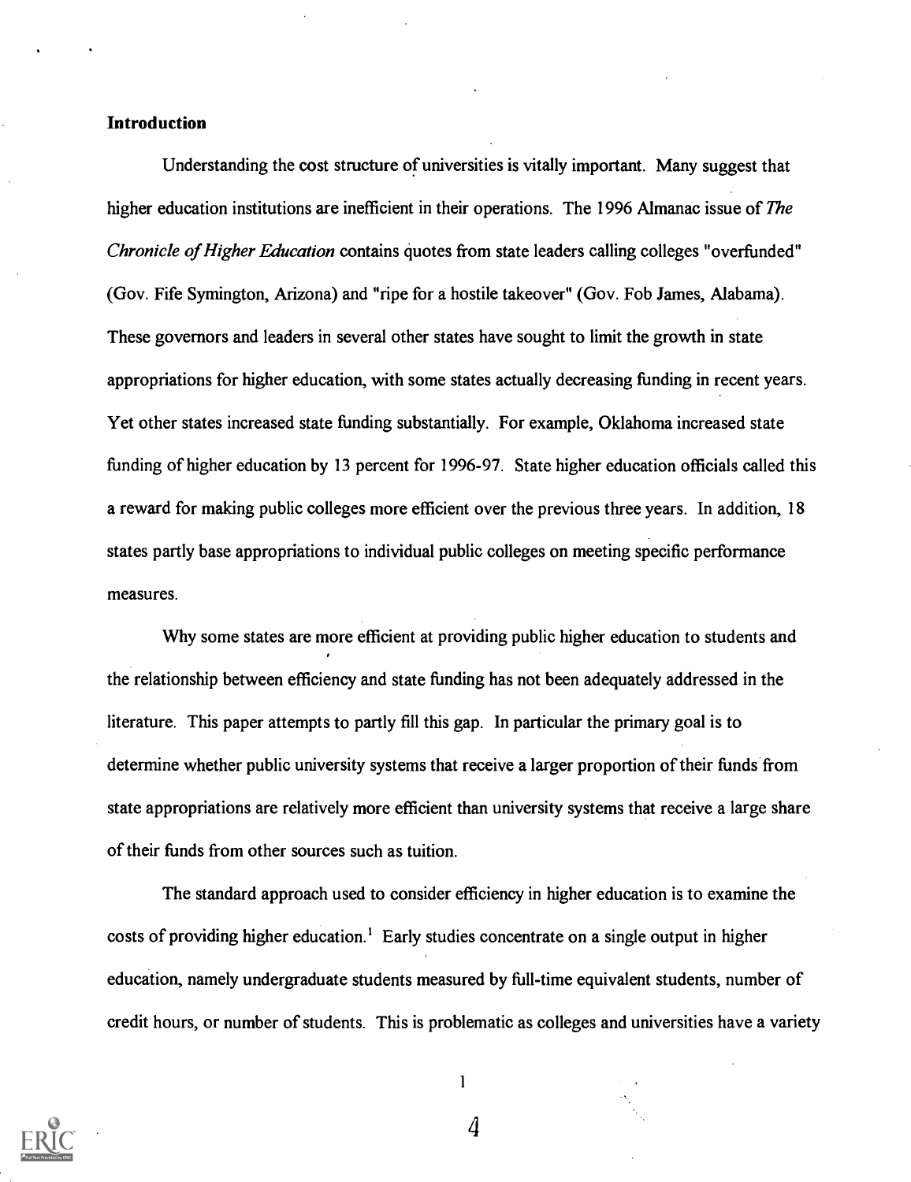**Introduction**

Understanding the cost structure of universities is vitally important. Many suggest that higher education institutions are inefficient in their operations. The 1996 Almanac issue of *The Chronicle of Higher Education* contains quotes from state leaders calling colleges "overfunded" (Gov. Fife Symington, Arizona) and "ripe for a hostile takeover" (Gov. Fob James, Alabama). These governors and leaders in several other states have sought to limit the growth in state appropriations for higher education, with some states actually decreasing funding in recent years. Yet other states increased state funding substantially. For example, Oklahoma increased state funding of higher education by 13 percent for 1996-97. State higher education officials called this a reward for making public colleges more efficient over the previous three years. In addition, 18 states partly base appropriations to individual public colleges on meeting specific performance measures.

Why some states are more efficient at providing public higher education to students and the relationship between efficiency and state funding has not been adequately addressed in the literature. This paper attempts to partly fill this gap. In particular the primary goal is to determine whether public university systems that receive a larger proportion of their funds from state appropriations are relatively more efficient than university systems that receive a large share of their funds from other sources such as tuition.

The standard approach used to consider efficiency in higher education is to examine the costs of providing higher education.[1] Early studies concentrate on a single output in higher education, namely undergraduate students measured by full-time equivalent students, number of credit hours, or number of students. This is problematic as colleges and universities have a variety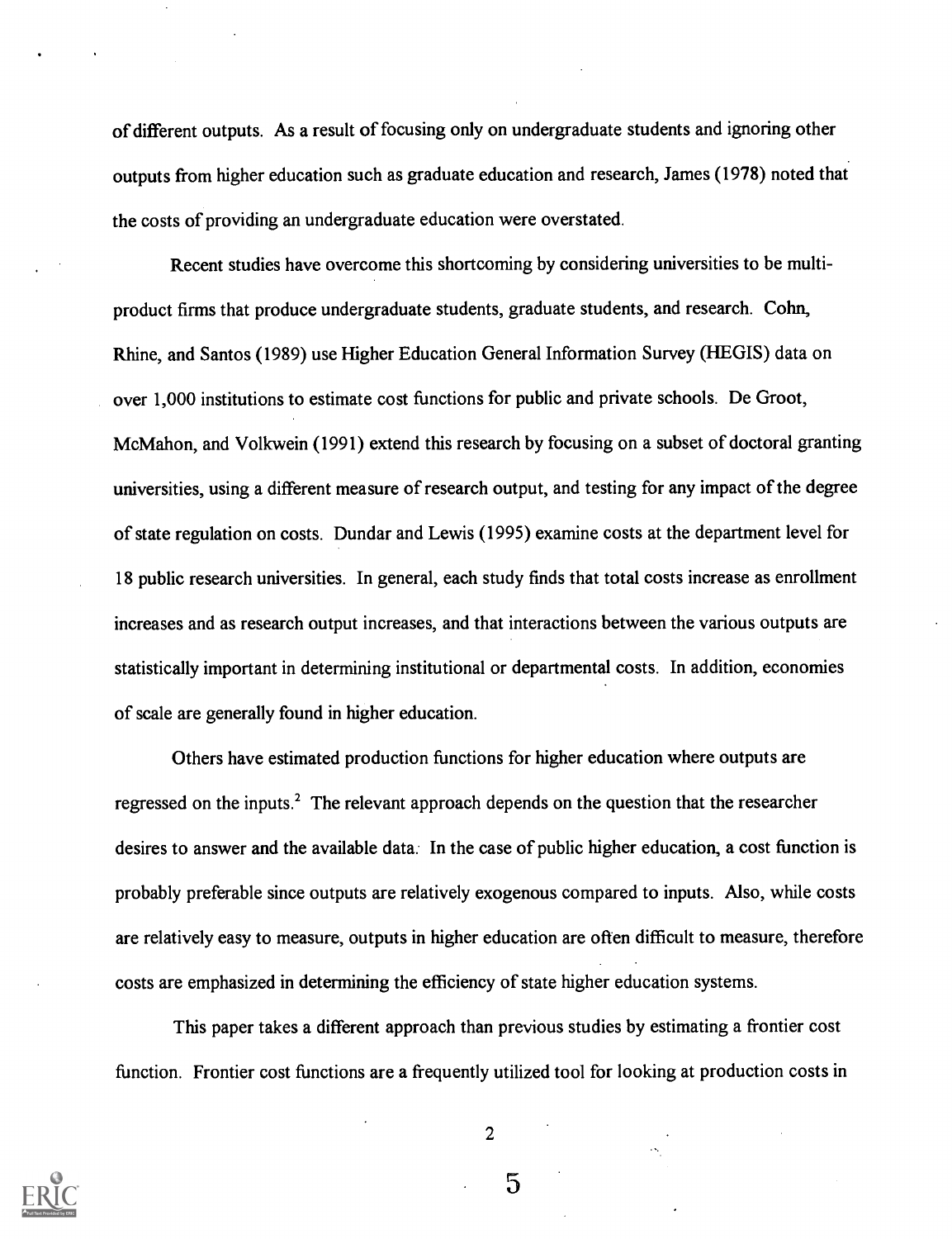of different outputs. As a result of focusing only on undergraduate students and ignoring other outputs from higher education such as graduate education and research, James (1978) noted that the costs of providing an undergraduate education were overstated.

Recent studies have overcome this shortcoming by considering universities to be multi-product firms that produce undergraduate students, graduate students, and research. Cohn, Rhine, and Santos (1989) use Higher Education General Information Survey (HEGIS) data on over 1,000 institutions to estimate cost functions for public and private schools. De Groot, McMahon, and Volkwein (1991) extend this research by focusing on a subset of doctoral granting universities, using a different measure of research output, and testing for any impact of the degree of state regulation on costs. Dundar and Lewis (1995) examine costs at the department level for 18 public research universities. In general, each study finds that total costs increase as enrollment increases and as research output increases, and that interactions between the various outputs are statistically important in determining institutional or departmental costs. In addition, economies of scale are generally found in higher education.

Others have estimated production functions for higher education where outputs are regressed on the inputs.[2] The relevant approach depends on the question that the researcher desires to answer and the available data. In the case of public higher education, a cost function is probably preferable since outputs are relatively exogenous compared to inputs. Also, while costs are relatively easy to measure, outputs in higher education are often difficult to measure, therefore costs are emphasized in determining the efficiency of state higher education systems.

This paper takes a different approach than previous studies by estimating a frontier cost function. Frontier cost functions are a frequently utilized tool for looking at production costs in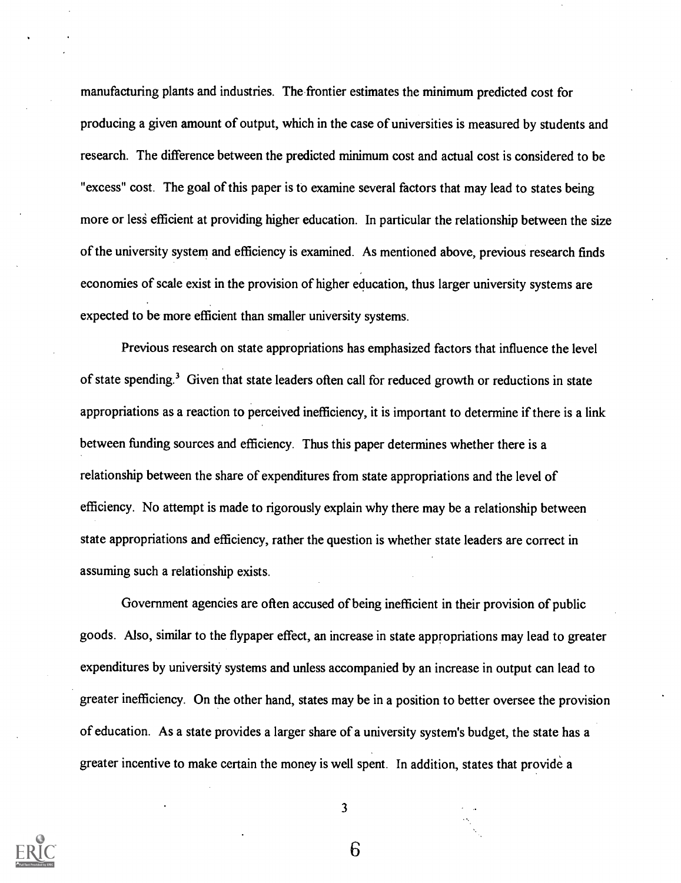manufacturing plants and industries. The frontier estimates the minimum predicted cost for producing a given amount of output, which in the case of universities is measured by students and research. The difference between the predicted minimum cost and actual cost is considered to be "excess" cost. The goal of this paper is to examine several factors that may lead to states being more or less efficient at providing higher education. In particular the relationship between the size of the university system and efficiency is examined. As mentioned above, previous research finds economies of scale exist in the provision of higher education, thus larger university systems are expected to be more efficient than smaller university systems.

Previous research on state appropriations has emphasized factors that influence the level of state spending.[3] Given that state leaders often call for reduced growth or reductions in state appropriations as a reaction to perceived inefficiency, it is important to determine if there is a link between funding sources and efficiency. Thus this paper determines whether there is a relationship between the share of expenditures from state appropriations and the level of efficiency. No attempt is made to rigorously explain why there may be a relationship between state appropriations and efficiency, rather the question is whether state leaders are correct in assuming such a relationship exists.

Government agencies are often accused of being inefficient in their provision of public goods. Also, similar to the flypaper effect, an increase in state appropriations may lead to greater expenditures by university systems and unless accompanied by an increase in output can lead to greater inefficiency. On the other hand, states may be in a position to better oversee the provision of education. As a state provides a larger share of a university system's budget, the state has a greater incentive to make certain the money is well spent. In addition, states that provide a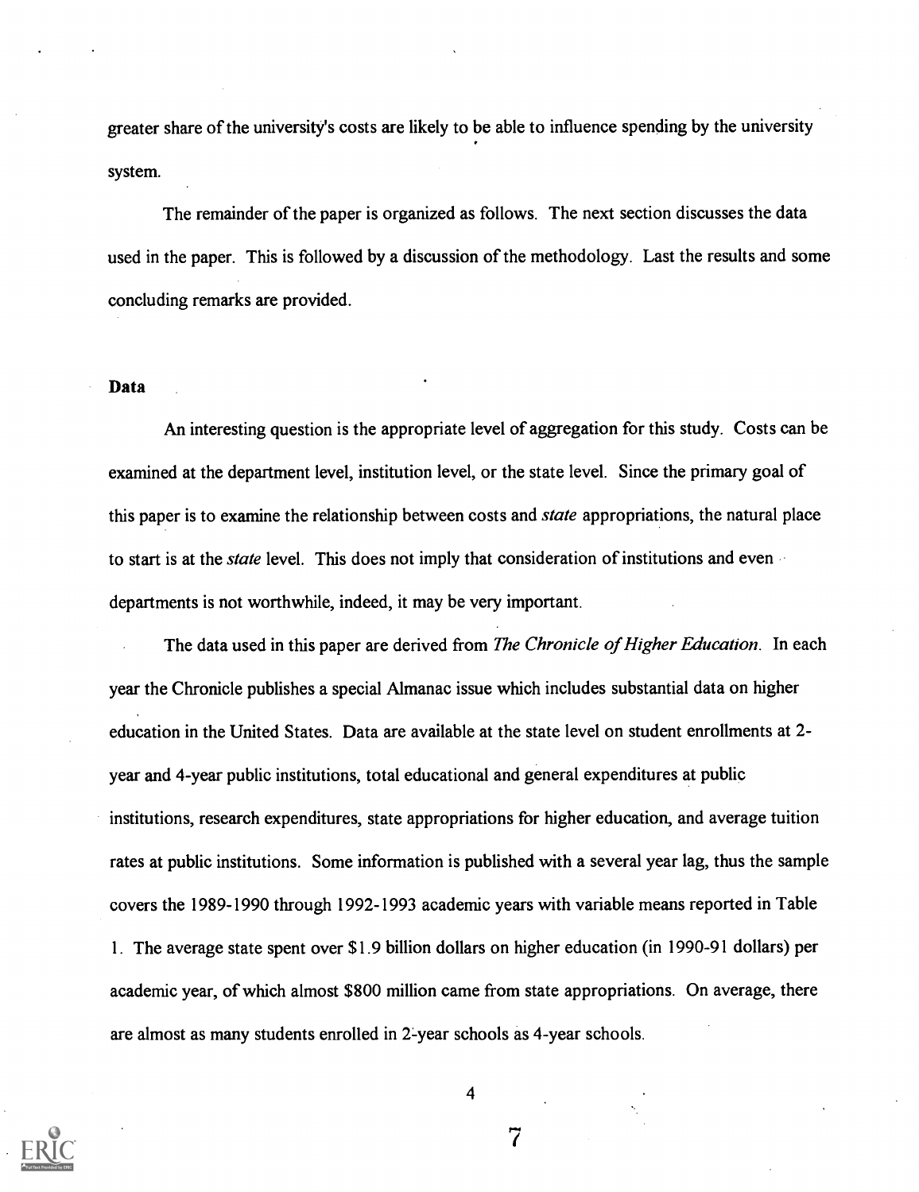greater share of the university's costs are likely to be able to influence spending by the university system.

The remainder of the paper is organized as follows. The next section discusses the data used in the paper. This is followed by a discussion of the methodology. Last the results and some concluding remarks are provided.

## Data

An interesting question is the appropriate level of aggregation for this study. Costs can be examined at the department level, institution level, or the state level. Since the primary goal of this paper is to examine the relationship between costs and *state* appropriations, the natural place to start is at the *state* level. This does not imply that consideration of institutions and even departments is not worthwhile, indeed, it may be very important.

The data used in this paper are derived from *The Chronicle of Higher Education*. In each year the Chronicle publishes a special Almanac issue which includes substantial data on higher education in the United States. Data are available at the state level on student enrollments at 2-year and 4-year public institutions, total educational and general expenditures at public institutions, research expenditures, state appropriations for higher education, and average tuition rates at public institutions. Some information is published with a several year lag, thus the sample covers the 1989-1990 through 1992-1993 academic years with variable means reported in Table 1. The average state spent over $1.9 billion dollars on higher education (in 1990-91 dollars) per academic year, of which almost $800 million came from state appropriations. On average, there are almost as many students enrolled in 2-year schools as 4-year schools.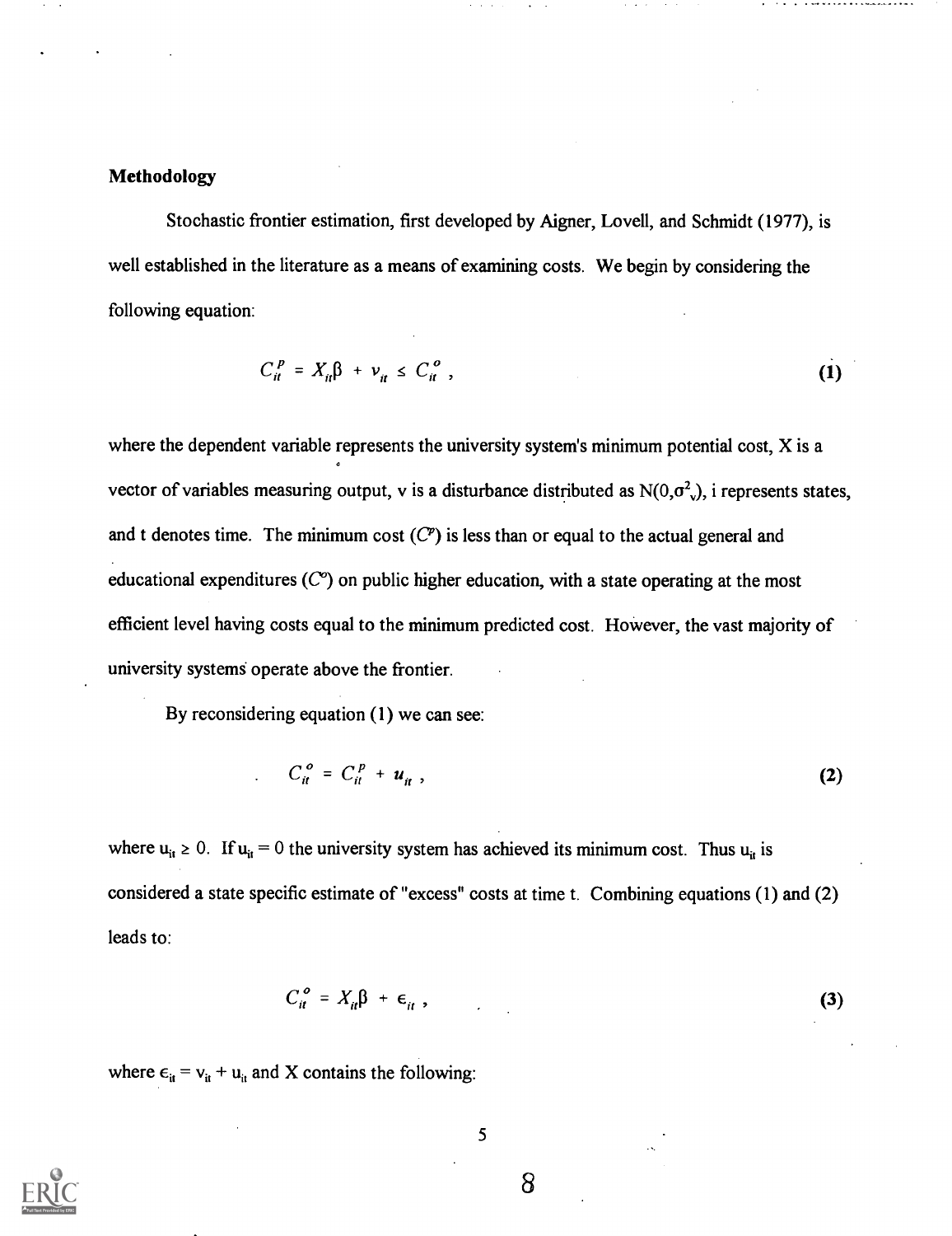### Methodology

Stochastic frontier estimation, first developed by Aigner, Lovell, and Schmidt (1977), is well established in the literature as a means of examining costs. We begin by considering the following equation:

$$C_{it}^{p} = X_{it}\beta + v_{it} \leq C_{it}^{o} , \tag{1}$$

where the dependent variable represents the university system's minimum potential cost, X is a vector of variables measuring output, v is a disturbance distributed as $N(0,\sigma^2_v)$, i represents states, and t denotes time. The minimum cost ($C^p$) is less than or equal to the actual general and educational expenditures ($C^o$) on public higher education, with a state operating at the most efficient level having costs equal to the minimum predicted cost. However, the vast majority of university systems operate above the frontier.

By reconsidering equation (1) we can see:

$$C_{it}^{o} = C_{it}^{p} + u_{it} , \tag{2}$$

where $u_{it} \geq 0$. If $u_{it} = 0$ the university system has achieved its minimum cost. Thus $u_{it}$ is considered a state specific estimate of "excess" costs at time t. Combining equations (1) and (2) leads to:

$$C_{it}^{o} = X_{it}\beta + \epsilon_{it} , \tag{3}$$

where $\epsilon_{it} = v_{it} + u_{it}$ and X contains the following: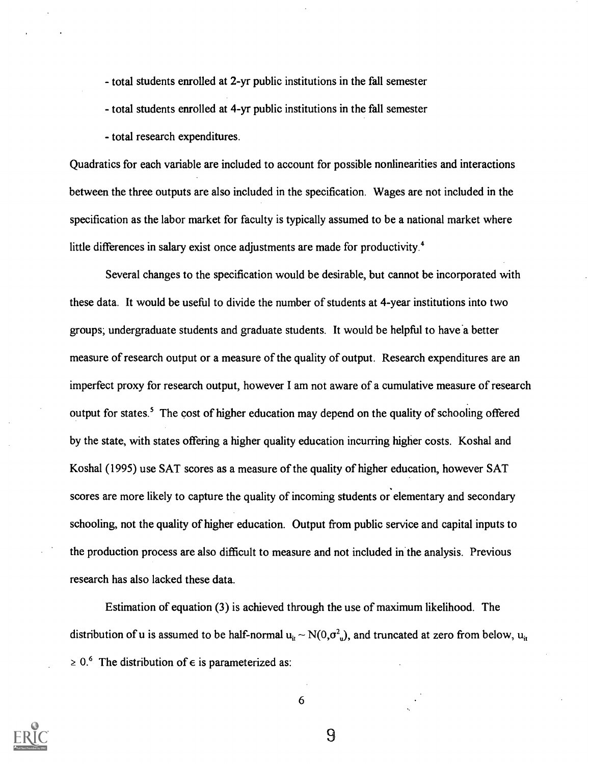- total students enrolled at 2-yr public institutions in the fall semester

- total students enrolled at 4-yr public institutions in the fall semester

- total research expenditures.

Quadratics for each variable are included to account for possible nonlinearities and interactions between the three outputs are also included in the specification. Wages are not included in the specification as the labor market for faculty is typically assumed to be a national market where little differences in salary exist once adjustments are made for productivity.[4]

Several changes to the specification would be desirable, but cannot be incorporated with these data. It would be useful to divide the number of students at 4-year institutions into two groups; undergraduate students and graduate students. It would be helpful to have a better measure of research output or a measure of the quality of output. Research expenditures are an imperfect proxy for research output, however I am not aware of a cumulative measure of research output for states.[5] The cost of higher education may depend on the quality of schooling offered by the state, with states offering a higher quality education incurring higher costs. Koshal and Koshal (1995) use SAT scores as a measure of the quality of higher education, however SAT scores are more likely to capture the quality of incoming students or elementary and secondary schooling, not the quality of higher education. Output from public service and capital inputs to the production process are also difficult to measure and not included in the analysis. Previous research has also lacked these data.

Estimation of equation (3) is achieved through the use of maximum likelihood. The distribution of u is assumed to be half-normal $u_{it} \sim N(0,\sigma^2_u)$, and truncated at zero from below, $u_{it} \geq 0$.[6] The distribution of $\epsilon$ is parameterized as: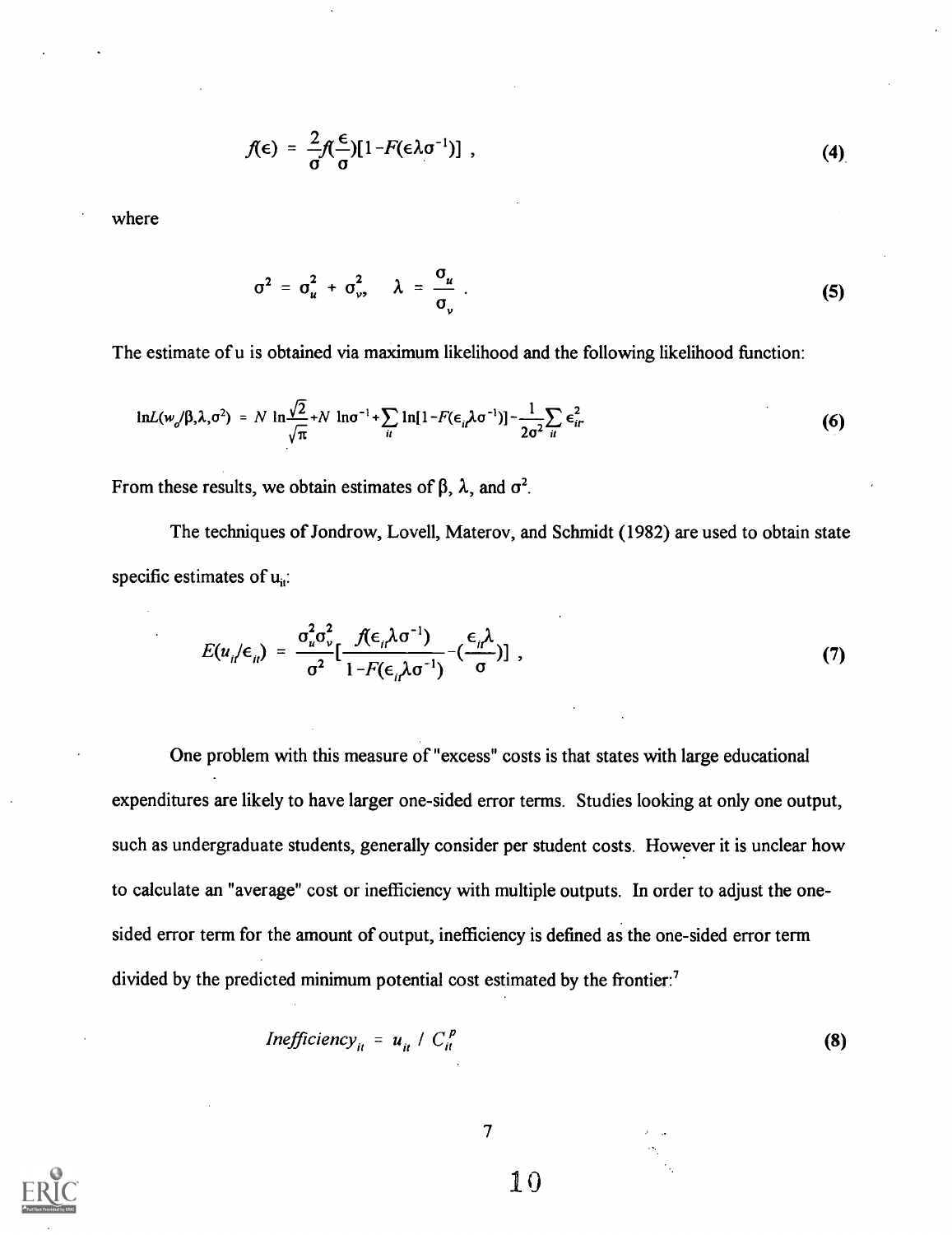$$f(\epsilon) = \frac{2}{\sigma} f(\frac{\epsilon}{\sigma})[1 - F(\epsilon\lambda\sigma^{-1})] \ , \tag{4}$$

where

$$\sigma^2 = \sigma_u^2 + \sigma_v^2, \quad \lambda = \frac{\sigma_u}{\sigma_v} \ . \tag{5}$$

The estimate of u is obtained via maximum likelihood and the following likelihood function:

$$\ln L(w_o/\beta,\lambda,\sigma^2) = N \ln\frac{\sqrt{2}}{\sqrt{\pi}} + N \ln\sigma^{-1} + \sum_{it} \ln[1 - F(\epsilon_{it}\lambda\sigma^{-1})] - \frac{1}{2\sigma^2}\sum_{it} \epsilon_{it}^2 \tag{6}$$

From these results, we obtain estimates of $\beta$, $\lambda$, and $\sigma^2$.

The techniques of Jondrow, Lovell, Materov, and Schmidt (1982) are used to obtain state specific estimates of $u_{it}$:

$$E(u_{it}/\epsilon_{it}) = \frac{\sigma_u^2\sigma_v^2}{\sigma^2}[\frac{f(\epsilon_{it}\lambda\sigma^{-1})}{1 - F(\epsilon_{it}\lambda\sigma^{-1})} - (\frac{\epsilon_{it}\lambda}{\sigma})] \ , \tag{7}$$

One problem with this measure of "excess" costs is that states with large educational expenditures are likely to have larger one-sided error terms. Studies looking at only one output, such as undergraduate students, generally consider per student costs. However it is unclear how to calculate an "average" cost or inefficiency with multiple outputs. In order to adjust the one-sided error term for the amount of output, inefficiency is defined as the one-sided error term divided by the predicted minimum potential cost estimated by the frontier:[7]

$$Inefficiency_{it} = u_{it} \ / \ C_{it}^p \tag{8}$$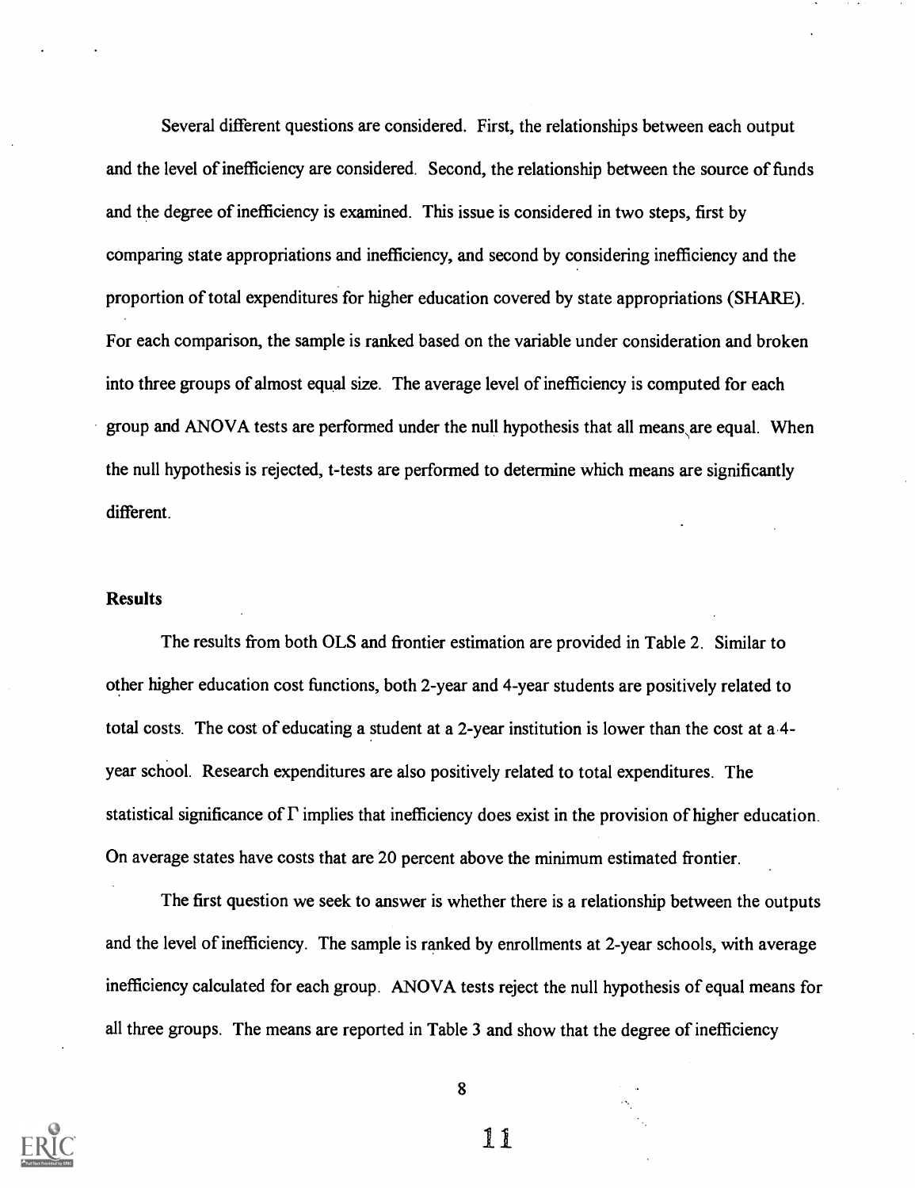Several different questions are considered. First, the relationships between each output and the level of inefficiency are considered. Second, the relationship between the source of funds and the degree of inefficiency is examined. This issue is considered in two steps, first by comparing state appropriations and inefficiency, and second by considering inefficiency and the proportion of total expenditures for higher education covered by state appropriations (SHARE). For each comparison, the sample is ranked based on the variable under consideration and broken into three groups of almost equal size. The average level of inefficiency is computed for each group and ANOVA tests are performed under the null hypothesis that all means are equal. When the null hypothesis is rejected, t-tests are performed to determine which means are significantly different.

## Results

The results from both OLS and frontier estimation are provided in Table 2. Similar to other higher education cost functions, both 2-year and 4-year students are positively related to total costs. The cost of educating a student at a 2-year institution is lower than the cost at a 4-year school. Research expenditures are also positively related to total expenditures. The statistical significance of $\Gamma$ implies that inefficiency does exist in the provision of higher education. On average states have costs that are 20 percent above the minimum estimated frontier.

The first question we seek to answer is whether there is a relationship between the outputs and the level of inefficiency. The sample is ranked by enrollments at 2-year schools, with average inefficiency calculated for each group. ANOVA tests reject the null hypothesis of equal means for all three groups. The means are reported in Table 3 and show that the degree of inefficiency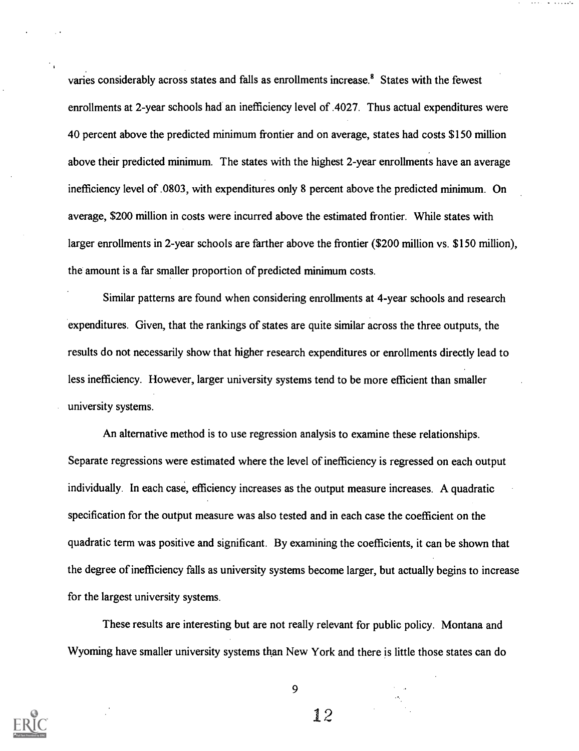varies considerably across states and falls as enrollments increase.[8] States with the fewest enrollments at 2-year schools had an inefficiency level of .4027. Thus actual expenditures were 40 percent above the predicted minimum frontier and on average, states had costs $150 million above their predicted minimum. The states with the highest 2-year enrollments have an average inefficiency level of .0803, with expenditures only 8 percent above the predicted minimum. On average, $200 million in costs were incurred above the estimated frontier. While states with larger enrollments in 2-year schools are farther above the frontier ($200 million vs. $150 million), the amount is a far smaller proportion of predicted minimum costs.

Similar patterns are found when considering enrollments at 4-year schools and research expenditures. Given, that the rankings of states are quite similar across the three outputs, the results do not necessarily show that higher research expenditures or enrollments directly lead to less inefficiency. However, larger university systems tend to be more efficient than smaller university systems.

An alternative method is to use regression analysis to examine these relationships. Separate regressions were estimated where the level of inefficiency is regressed on each output individually. In each case, efficiency increases as the output measure increases. A quadratic specification for the output measure was also tested and in each case the coefficient on the quadratic term was positive and significant. By examining the coefficients, it can be shown that the degree of inefficiency falls as university systems become larger, but actually begins to increase for the largest university systems.

These results are interesting but are not really relevant for public policy. Montana and Wyoming have smaller university systems than New York and there is little those states can do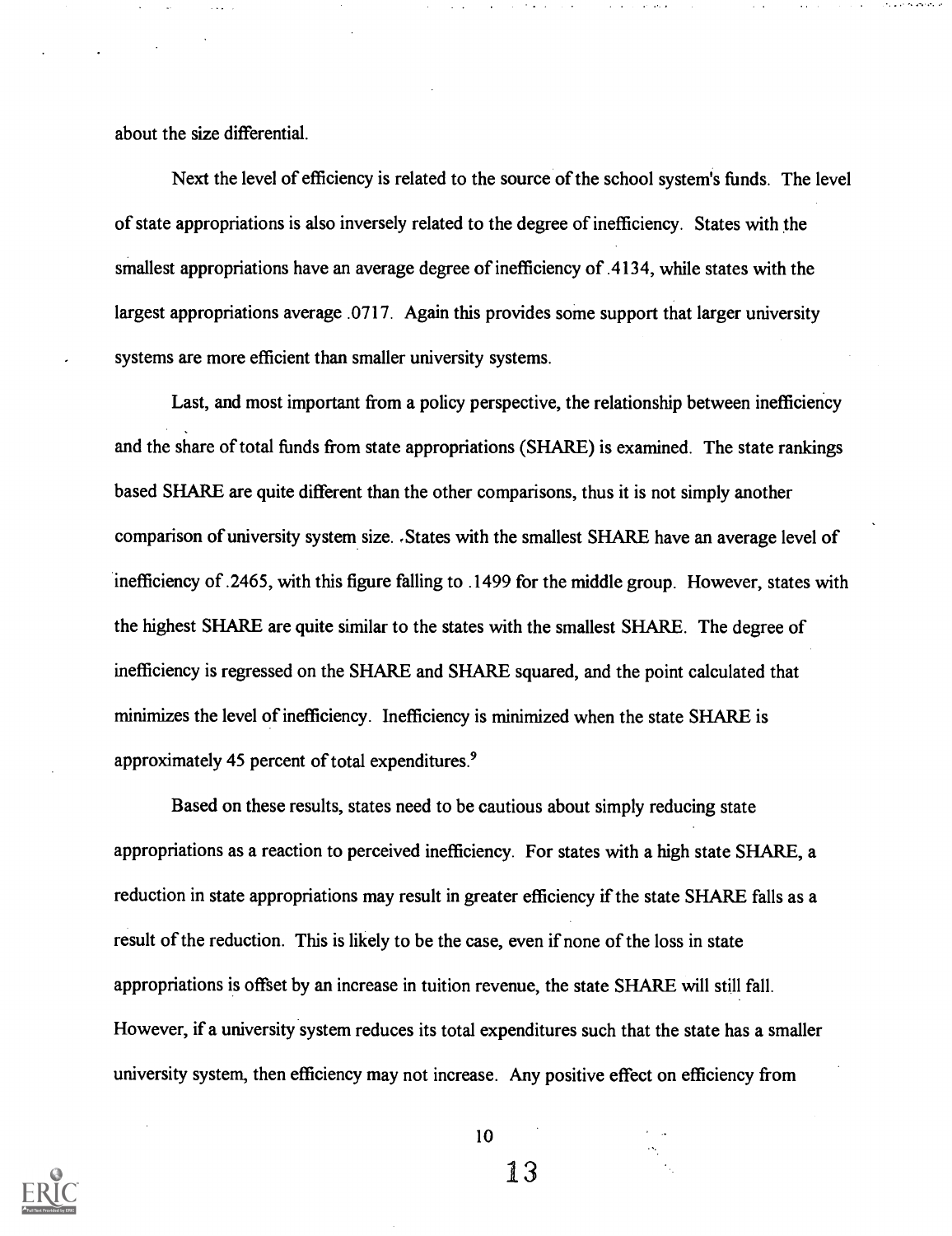about the size differential.

Next the level of efficiency is related to the source of the school system's funds. The level of state appropriations is also inversely related to the degree of inefficiency. States with the smallest appropriations have an average degree of inefficiency of .4134, while states with the largest appropriations average .0717. Again this provides some support that larger university systems are more efficient than smaller university systems.

Last, and most important from a policy perspective, the relationship between inefficiency and the share of total funds from state appropriations (SHARE) is examined. The state rankings based SHARE are quite different than the other comparisons, thus it is not simply another comparison of university system size. States with the smallest SHARE have an average level of inefficiency of .2465, with this figure falling to .1499 for the middle group. However, states with the highest SHARE are quite similar to the states with the smallest SHARE. The degree of inefficiency is regressed on the SHARE and SHARE squared, and the point calculated that minimizes the level of inefficiency. Inefficiency is minimized when the state SHARE is approximately 45 percent of total expenditures.[9]

Based on these results, states need to be cautious about simply reducing state appropriations as a reaction to perceived inefficiency. For states with a high state SHARE, a reduction in state appropriations may result in greater efficiency if the state SHARE falls as a result of the reduction. This is likely to be the case, even if none of the loss in state appropriations is offset by an increase in tuition revenue, the state SHARE will still fall. However, if a university system reduces its total expenditures such that the state has a smaller university system, then efficiency may not increase. Any positive effect on efficiency from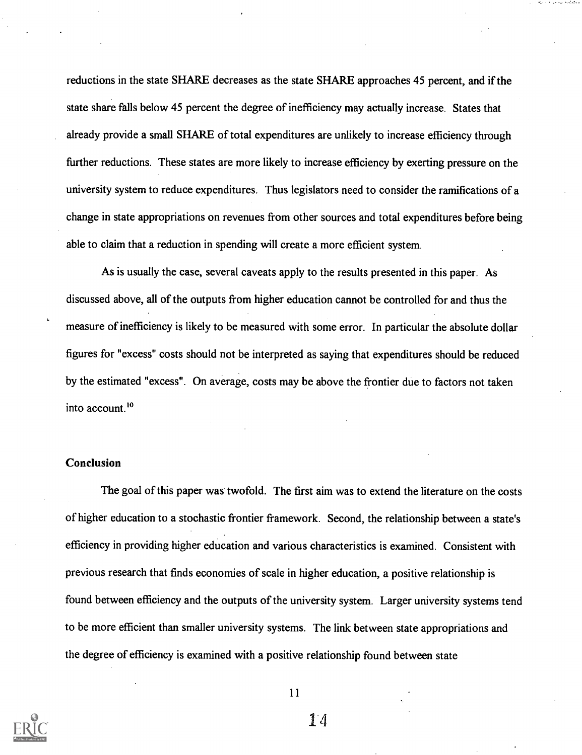reductions in the state SHARE decreases as the state SHARE approaches 45 percent, and if the state share falls below 45 percent the degree of inefficiency may actually increase. States that already provide a small SHARE of total expenditures are unlikely to increase efficiency through further reductions. These states are more likely to increase efficiency by exerting pressure on the university system to reduce expenditures. Thus legislators need to consider the ramifications of a change in state appropriations on revenues from other sources and total expenditures before being able to claim that a reduction in spending will create a more efficient system.

As is usually the case, several caveats apply to the results presented in this paper. As discussed above, all of the outputs from higher education cannot be controlled for and thus the measure of inefficiency is likely to be measured with some error. In particular the absolute dollar figures for "excess" costs should not be interpreted as saying that expenditures should be reduced by the estimated "excess". On average, costs may be above the frontier due to factors not taken into account.[10]

## Conclusion

The goal of this paper was twofold. The first aim was to extend the literature on the costs of higher education to a stochastic frontier framework. Second, the relationship between a state's efficiency in providing higher education and various characteristics is examined. Consistent with previous research that finds economies of scale in higher education, a positive relationship is found between efficiency and the outputs of the university system. Larger university systems tend to be more efficient than smaller university systems. The link between state appropriations and the degree of efficiency is examined with a positive relationship found between state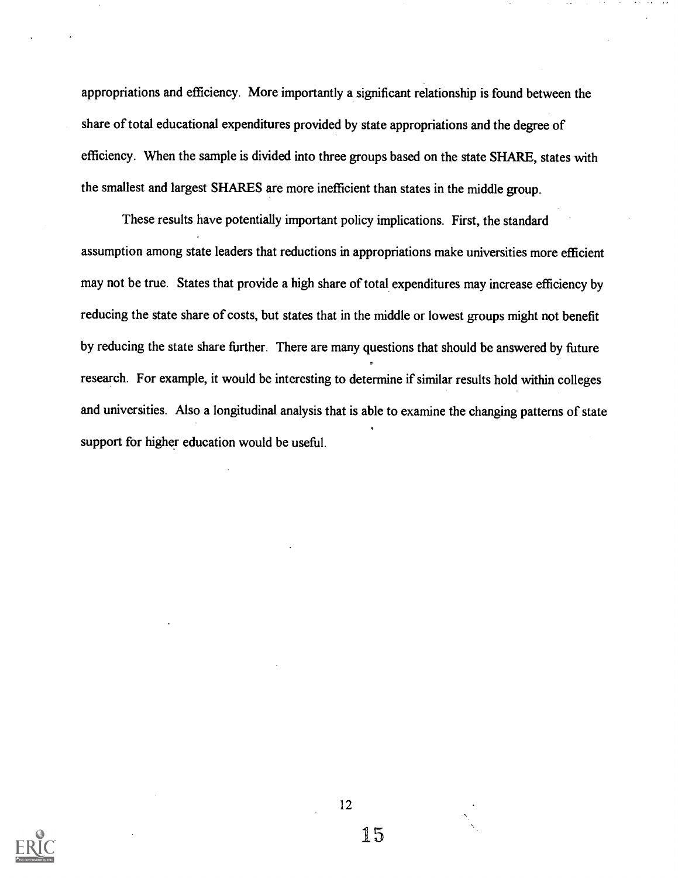appropriations and efficiency. More importantly a significant relationship is found between the share of total educational expenditures provided by state appropriations and the degree of efficiency. When the sample is divided into three groups based on the state SHARE, states with the smallest and largest SHARES are more inefficient than states in the middle group.

These results have potentially important policy implications. First, the standard assumption among state leaders that reductions in appropriations make universities more efficient may not be true. States that provide a high share of total expenditures may increase efficiency by reducing the state share of costs, but states that in the middle or lowest groups might not benefit by reducing the state share further. There are many questions that should be answered by future research. For example, it would be interesting to determine if similar results hold within colleges and universities. Also a longitudinal analysis that is able to examine the changing patterns of state support for higher education would be useful.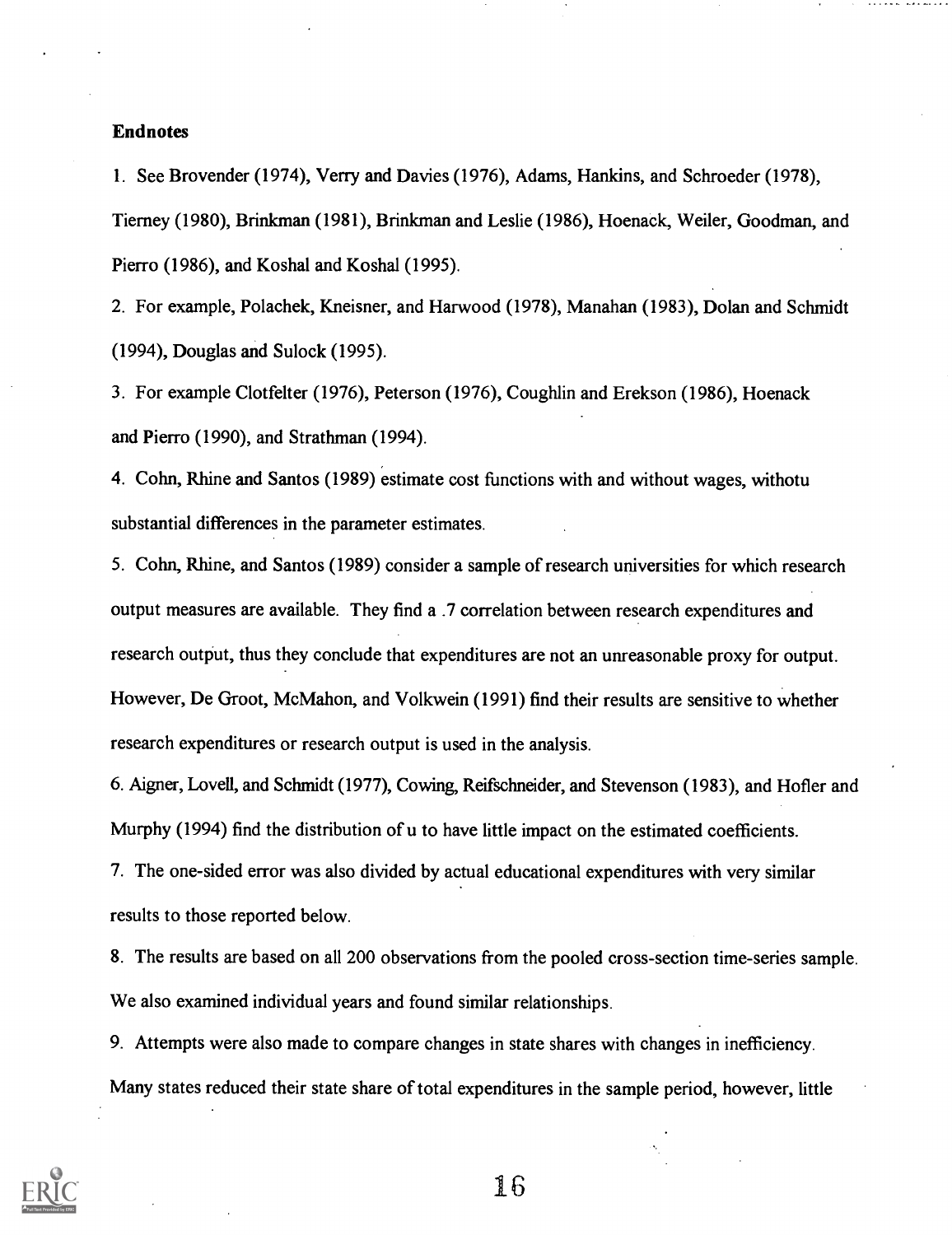**Endnotes**

1. See Brovender (1974), Verry and Davies (1976), Adams, Hankins, and Schroeder (1978), Tierney (1980), Brinkman (1981), Brinkman and Leslie (1986), Hoenack, Weiler, Goodman, and Pierro (1986), and Koshal and Koshal (1995).

2. For example, Polachek, Kneisner, and Harwood (1978), Manahan (1983), Dolan and Schmidt (1994), Douglas and Sulock (1995).

3. For example Clotfelter (1976), Peterson (1976), Coughlin and Erekson (1986), Hoenack and Pierro (1990), and Strathman (1994).

4. Cohn, Rhine and Santos (1989) estimate cost functions with and without wages, withotu substantial differences in the parameter estimates.

5. Cohn, Rhine, and Santos (1989) consider a sample of research universities for which research output measures are available. They find a .7 correlation between research expenditures and research output, thus they conclude that expenditures are not an unreasonable proxy for output. However, De Groot, McMahon, and Volkwein (1991) find their results are sensitive to whether research expenditures or research output is used in the analysis.

6. Aigner, Lovell, and Schmidt (1977), Cowing, Reifschneider, and Stevenson (1983), and Hofler and Murphy (1994) find the distribution of u to have little impact on the estimated coefficients.

7. The one-sided error was also divided by actual educational expenditures with very similar results to those reported below.

8. The results are based on all 200 observations from the pooled cross-section time-series sample. We also examined individual years and found similar relationships.

9. Attempts were also made to compare changes in state shares with changes in inefficiency. Many states reduced their state share of total expenditures in the sample period, however, little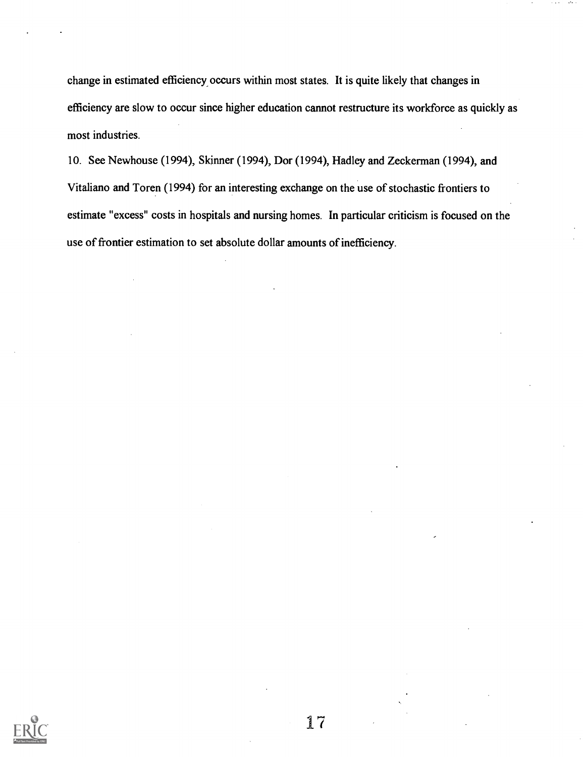change in estimated efficiency occurs within most states. It is quite likely that changes in efficiency are slow to occur since higher education cannot restructure its workforce as quickly as most industries.

10. See Newhouse (1994), Skinner (1994), Dor (1994), Hadley and Zeckerman (1994), and Vitaliano and Toren (1994) for an interesting exchange on the use of stochastic frontiers to estimate "excess" costs in hospitals and nursing homes. In particular criticism is focused on the use of frontier estimation to set absolute dollar amounts of inefficiency.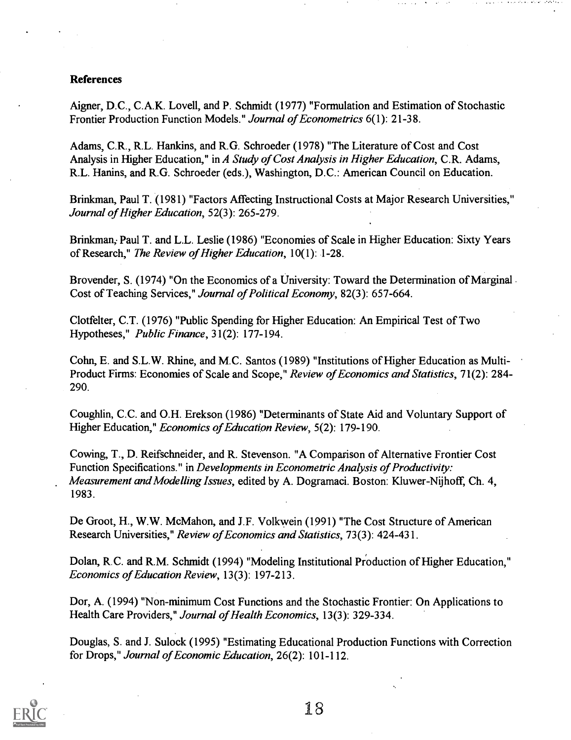**References**

Aigner, D.C., C.A.K. Lovell, and P. Schmidt (1977) "Formulation and Estimation of Stochastic Frontier Production Function Models." *Journal of Econometrics* 6(1): 21-38.

Adams, C.R., R.L. Hankins, and R.G. Schroeder (1978) "The Literature of Cost and Cost Analysis in Higher Education," in *A Study of Cost Analysis in Higher Education*, C.R. Adams, R.L. Hanins, and R.G. Schroeder (eds.), Washington, D.C.: American Council on Education.

Brinkman, Paul T. (1981) "Factors Affecting Instructional Costs at Major Research Universities," *Journal of Higher Education*, 52(3): 265-279.

Brinkman, Paul T. and L.L. Leslie (1986) "Economies of Scale in Higher Education: Sixty Years of Research," *The Review of Higher Education*, 10(1): 1-28.

Brovender, S. (1974) "On the Economics of a University: Toward the Determination of Marginal Cost of Teaching Services," *Journal of Political Economy*, 82(3): 657-664.

Clotfelter, C.T. (1976) "Public Spending for Higher Education: An Empirical Test of Two Hypotheses," *Public Finance*, 31(2): 177-194.

Cohn, E. and S.L.W. Rhine, and M.C. Santos (1989) "Institutions of Higher Education as Multi-Product Firms: Economies of Scale and Scope," *Review of Economics and Statistics*, 71(2): 284-290.

Coughlin, C.C. and O.H. Erekson (1986) "Determinants of State Aid and Voluntary Support of Higher Education," *Economics of Education Review*, 5(2): 179-190.

Cowing, T., D. Reifschneider, and R. Stevenson. "A Comparison of Alternative Frontier Cost Function Specifications." in *Developments in Econometric Analysis of Productivity: Measurement and Modelling Issues*, edited by A. Dogramaci. Boston: Kluwer-Nijhoff, Ch. 4, 1983.

De Groot, H., W.W. McMahon, and J.F. Volkwein (1991) "The Cost Structure of American Research Universities," *Review of Economics and Statistics*, 73(3): 424-431.

Dolan, R.C. and R.M. Schmidt (1994) "Modeling Institutional Production of Higher Education," *Economics of Education Review*, 13(3): 197-213.

Dor, A. (1994) "Non-minimum Cost Functions and the Stochastic Frontier: On Applications to Health Care Providers," *Journal of Health Economics*, 13(3): 329-334.

Douglas, S. and J. Sulock (1995) "Estimating Educational Production Functions with Correction for Drops," *Journal of Economic Education*, 26(2): 101-112.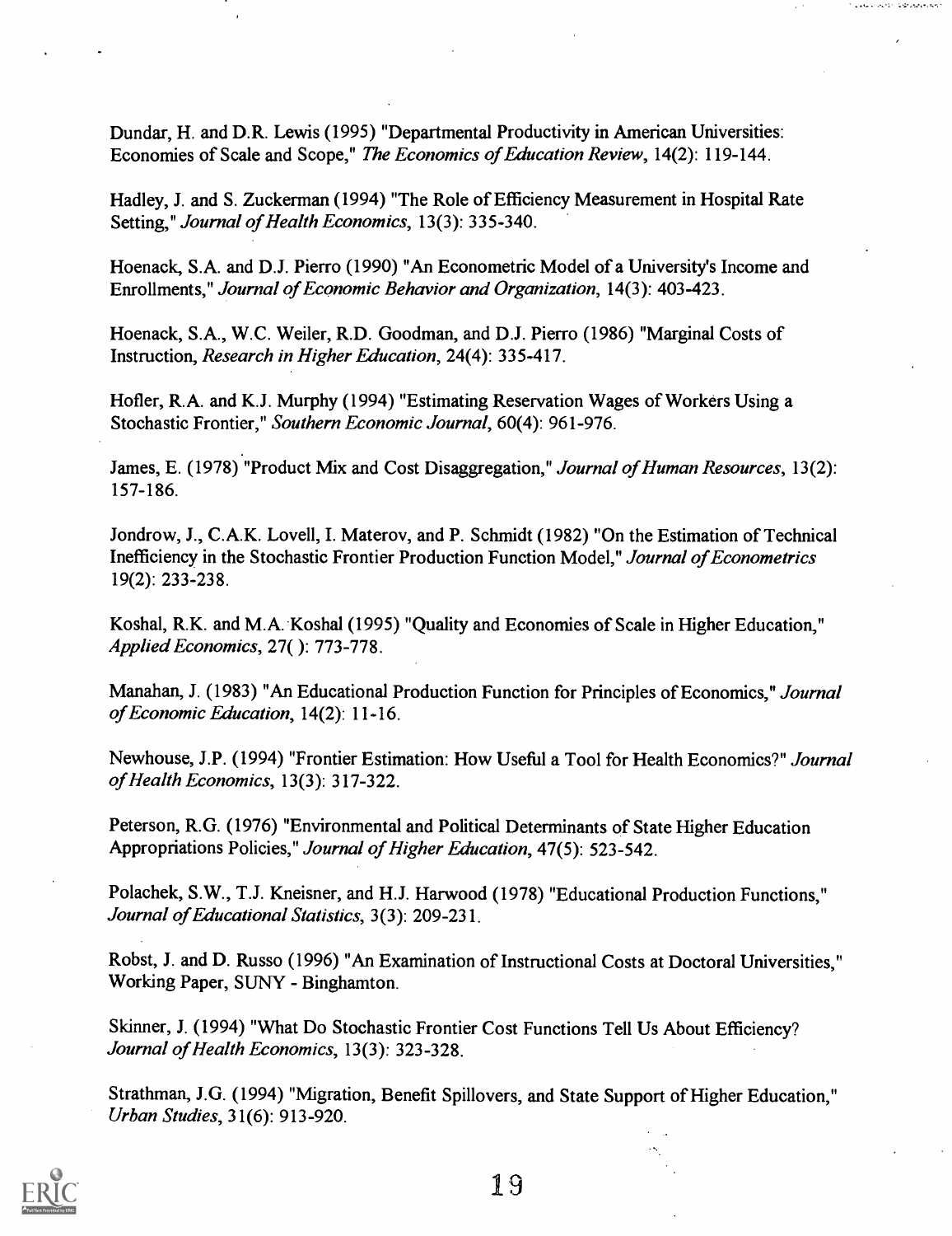Dundar, H. and D.R. Lewis (1995) "Departmental Productivity in American Universities: Economies of Scale and Scope," *The Economics of Education Review*, 14(2): 119-144.

Hadley, J. and S. Zuckerman (1994) "The Role of Efficiency Measurement in Hospital Rate Setting," *Journal of Health Economics*, 13(3): 335-340.

Hoenack, S.A. and D.J. Pierro (1990) "An Econometric Model of a University's Income and Enrollments," *Journal of Economic Behavior and Organization*, 14(3): 403-423.

Hoenack, S.A., W.C. Weiler, R.D. Goodman, and D.J. Pierro (1986) "Marginal Costs of Instruction, *Research in Higher Education*, 24(4): 335-417.

Hofler, R.A. and K.J. Murphy (1994) "Estimating Reservation Wages of Workers Using a Stochastic Frontier," *Southern Economic Journal*, 60(4): 961-976.

James, E. (1978) "Product Mix and Cost Disaggregation," *Journal of Human Resources*, 13(2): 157-186.

Jondrow, J., C.A.K. Lovell, I. Materov, and P. Schmidt (1982) "On the Estimation of Technical Inefficiency in the Stochastic Frontier Production Function Model," *Journal of Econometrics* 19(2): 233-238.

Koshal, R.K. and M.A. Koshal (1995) "Quality and Economies of Scale in Higher Education," *Applied Economics*, 27( ): 773-778.

Manahan, J. (1983) "An Educational Production Function for Principles of Economics," *Journal of Economic Education*, 14(2): 11-16.

Newhouse, J.P. (1994) "Frontier Estimation: How Useful a Tool for Health Economics?" *Journal of Health Economics*, 13(3): 317-322.

Peterson, R.G. (1976) "Environmental and Political Determinants of State Higher Education Appropriations Policies," *Journal of Higher Education*, 47(5): 523-542.

Polachek, S.W., T.J. Kneisner, and H.J. Harwood (1978) "Educational Production Functions," *Journal of Educational Statistics*, 3(3): 209-231.

Robst, J. and D. Russo (1996) "An Examination of Instructional Costs at Doctoral Universities," Working Paper, SUNY - Binghamton.

Skinner, J. (1994) "What Do Stochastic Frontier Cost Functions Tell Us About Efficiency? *Journal of Health Economics*, 13(3): 323-328.

Strathman, J.G. (1994) "Migration, Benefit Spillovers, and State Support of Higher Education," *Urban Studies*, 31(6): 913-920.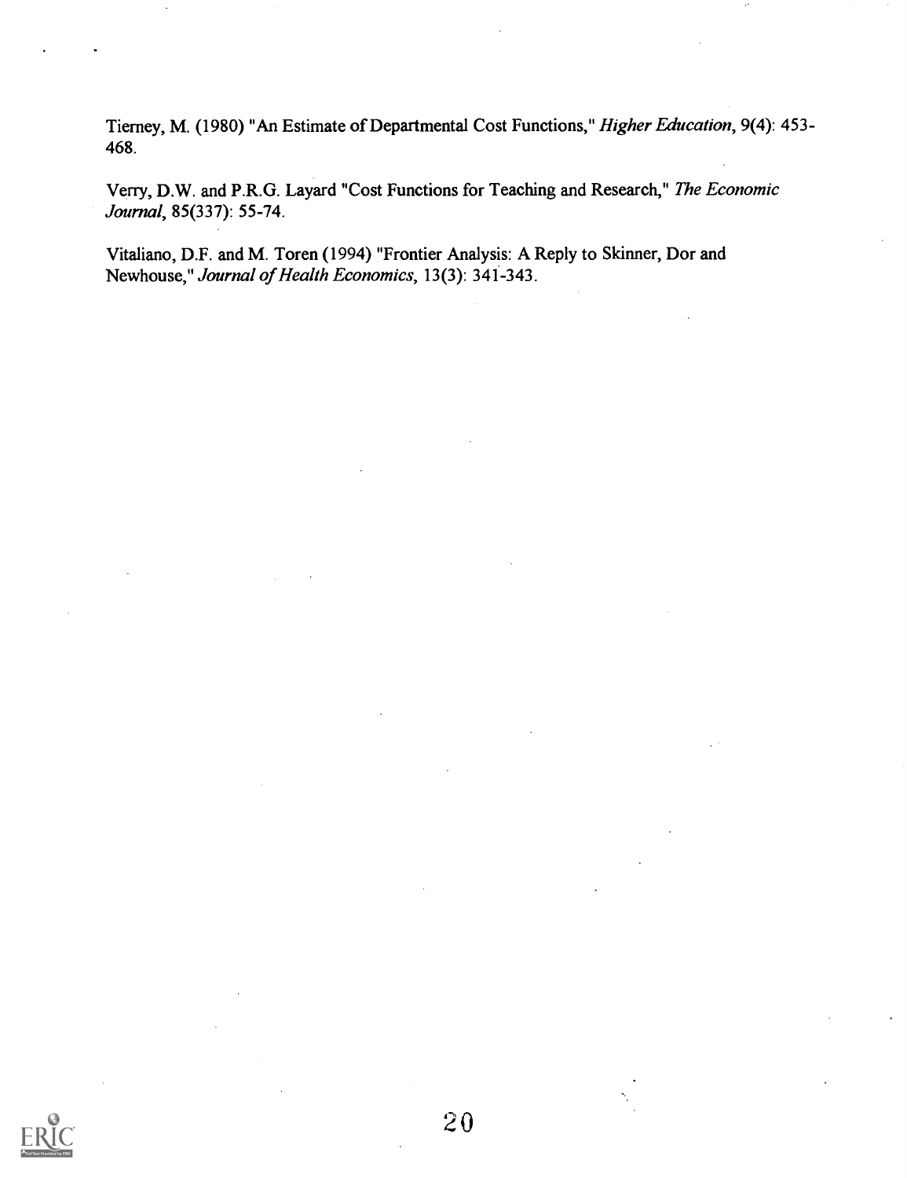Tierney, M. (1980) "An Estimate of Departmental Cost Functions," *Higher Education*, 9(4): 453-468.

Verry, D.W. and P.R.G. Layard "Cost Functions for Teaching and Research," *The Economic Journal*, 85(337): 55-74.

Vitaliano, D.F. and M. Toren (1994) "Frontier Analysis: A Reply to Skinner, Dor and Newhouse," *Journal of Health Economics*, 13(3): 341-343.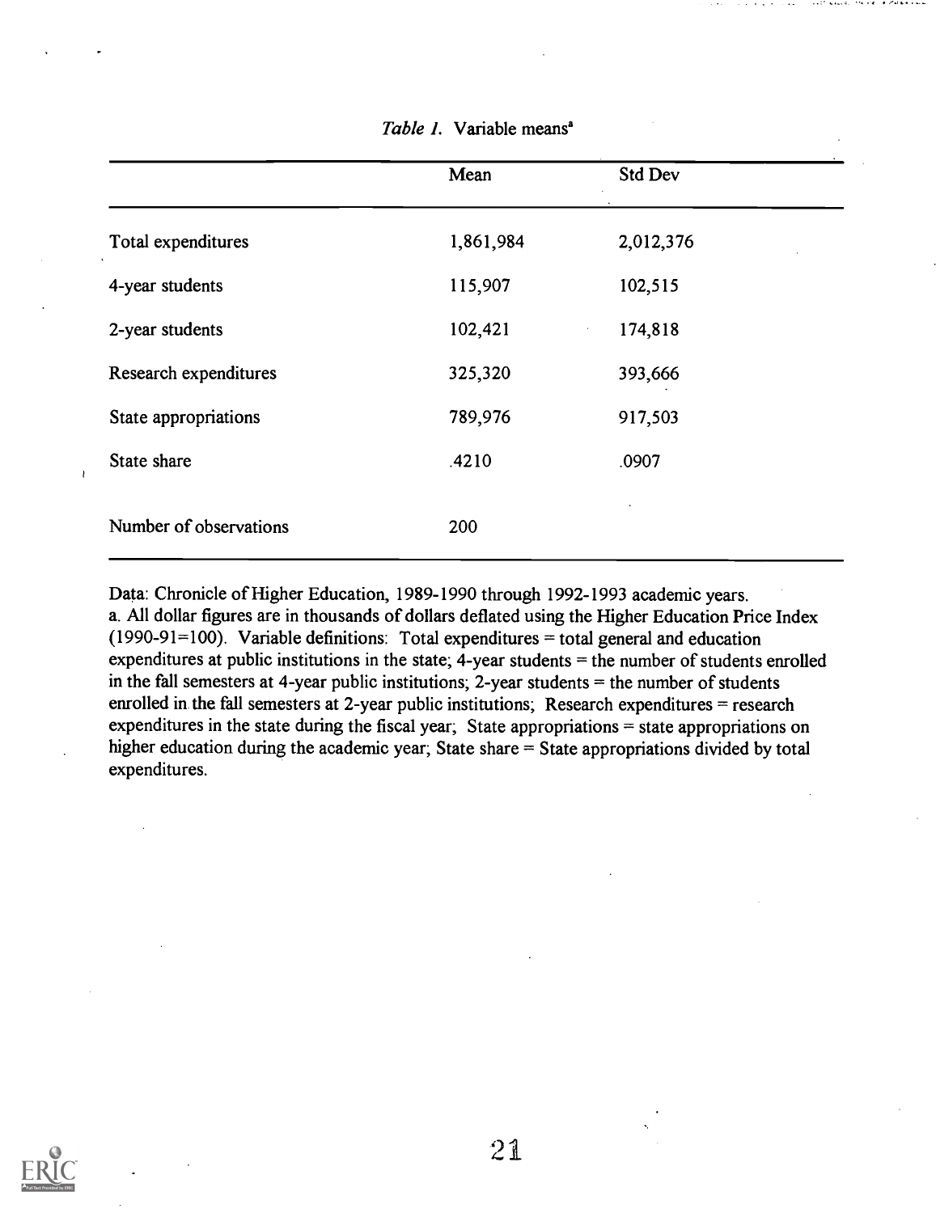*Table 1.* Variable means[a]

| | Mean | Std Dev |
|---|---|---|
| Total expenditures | 1,861,984 | 2,012,376 |
| 4-year students | 115,907 | 102,515 |
| 2-year students | 102,421 | 174,818 |
| Research expenditures | 325,320 | 393,666 |
| State appropriations | 789,976 | 917,503 |
| State share | .4210 | .0907 |
| Number of observations | 200 | |

Data: Chronicle of Higher Education, 1989-1990 through 1992-1993 academic years.
a. All dollar figures are in thousands of dollars deflated using the Higher Education Price Index (1990-91=100). Variable definitions: Total expenditures = total general and education expenditures at public institutions in the state; 4-year students = the number of students enrolled in the fall semesters at 4-year public institutions; 2-year students = the number of students enrolled in the fall semesters at 2-year public institutions; Research expenditures = research expenditures in the state during the fiscal year; State appropriations = state appropriations on higher education during the academic year; State share = State appropriations divided by total expenditures.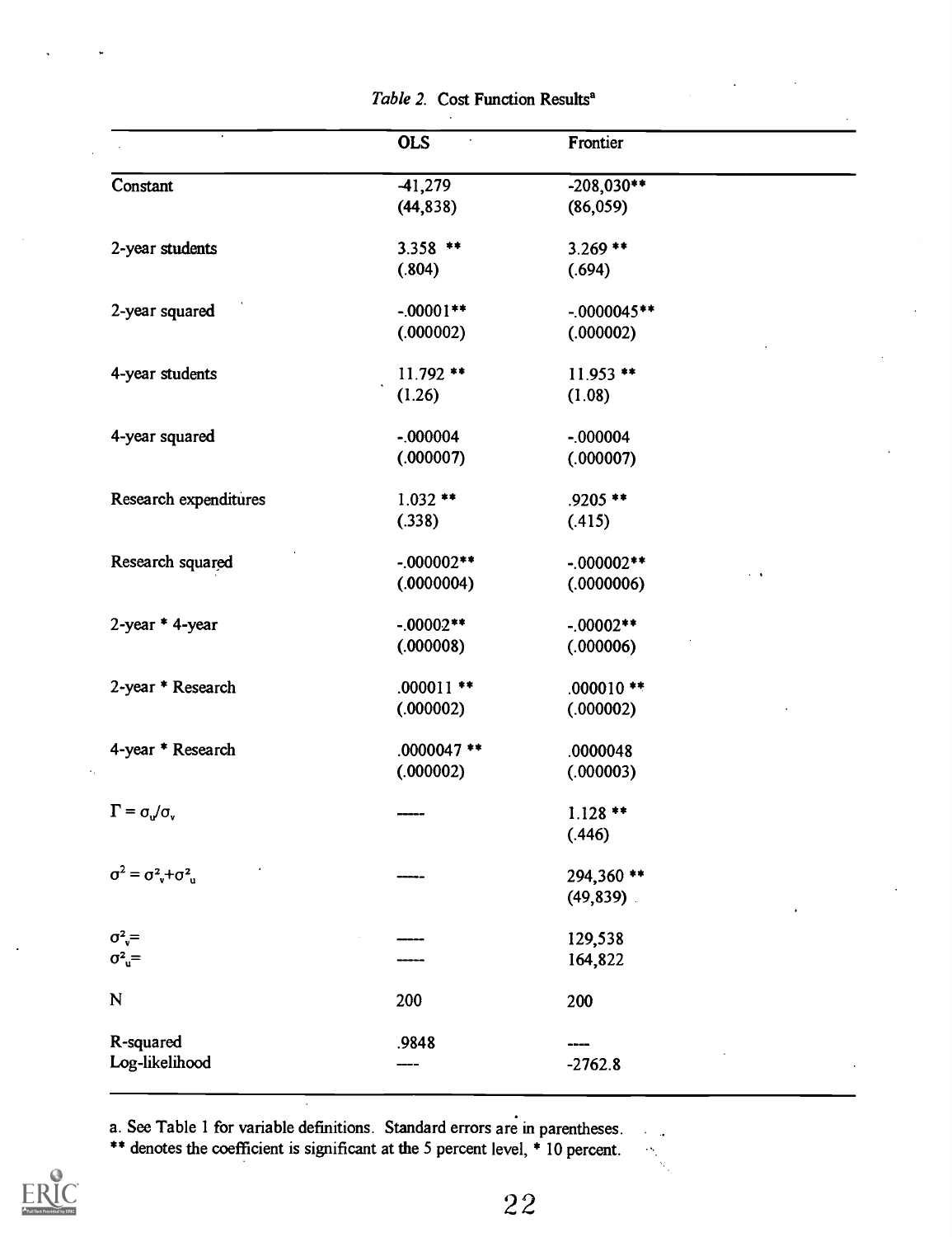*Table 2.* Cost Function Results[a]

| | OLS | Frontier |
|---|---|---|
| Constant | -41,279 | -208,030** |
| | (44,838) | (86,059) |
| 2-year students | 3.358 ** | 3.269 ** |
| | (.804) | (.694) |
| 2-year squared | -.00001** | -.0000045** |
| | (.000002) | (.000002) |
| 4-year students | 11.792 ** | 11.953 ** |
| | (1.26) | (1.08) |
| 4-year squared | -.000004 | -.000004 |
| | (.000007) | (.000007) |
| Research expenditures | 1.032 ** | .9205 ** |
| | (.338) | (.415) |
| Research squared | -.000002** | -.000002** |
| | (.0000004) | (.0000006) |
| 2-year * 4-year | -.00002** | -.00002** |
| | (.000008) | (.000006) |
| 2-year * Research | .000011 ** | .000010 ** |
| | (.000002) | (.000002) |
| 4-year * Research | .0000047 ** | .0000048 |
| | (.000002) | (.000003) |
| $\Gamma = \sigma_u/\sigma_v$ | ---- | 1.128 ** |
| | | (.446) |
| $\sigma^2 = \sigma^2_v + \sigma^2_u$ | ---- | 294,360 ** |
| | | (49,839) |
| $\sigma^2_v =$ | ---- | 129,538 |
| $\sigma^2_u =$ | ---- | 164,822 |
| N | 200 | 200 |
| R-squared | .9848 | ---- |
| Log-likelihood | ---- | -2762.8 |

a. See Table 1 for variable definitions. Standard errors are in parentheses.
** denotes the coefficient is significant at the 5 percent level, * 10 percent.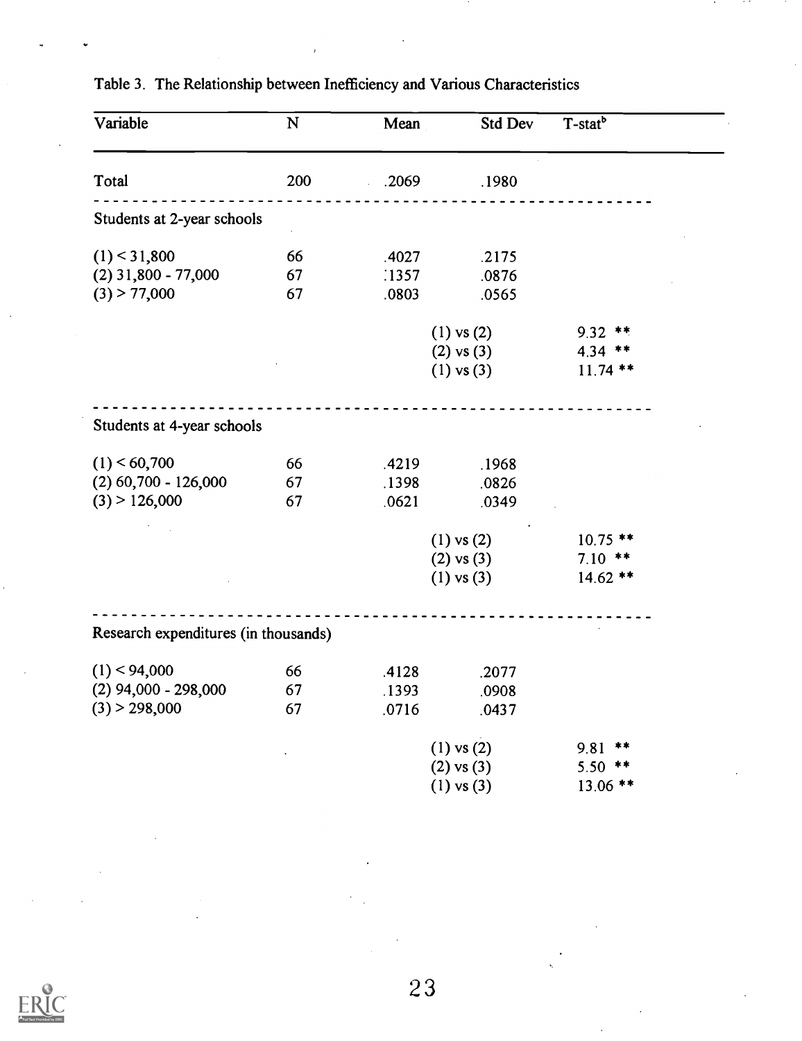Table 3. The Relationship between Inefficiency and Various Characteristics

| Variable | N | Mean | Std Dev | T-stat[b] |
|---|---|---|---|---|
| Total | 200 | .2069 | .1980 | |
| Students at 2-year schools | | | | |
| (1) < 31,800 | 66 | .4027 | .2175 | |
| (2) 31,800 - 77,000 | 67 | .1357 | .0876 | |
| (3) > 77,000 | 67 | .0803 | .0565 | |
| | | | (1) vs (2) | 9.32 ** |
| | | | (2) vs (3) | 4.34 ** |
| | | | (1) vs (3) | 11.74 ** |
| Students at 4-year schools | | | | |
| (1) < 60,700 | 66 | .4219 | .1968 | |
| (2) 60,700 - 126,000 | 67 | .1398 | .0826 | |
| (3) > 126,000 | 67 | .0621 | .0349 | |
| | | | (1) vs (2) | 10.75 ** |
| | | | (2) vs (3) | 7.10 ** |
| | | | (1) vs (3) | 14.62 ** |
| Research expenditures (in thousands) | | | | |
| (1) < 94,000 | 66 | .4128 | .2077 | |
| (2) 94,000 - 298,000 | 67 | .1393 | .0908 | |
| (3) > 298,000 | 67 | .0716 | .0437 | |
| | | | (1) vs (2) | 9.81 ** |
| | | | (2) vs (3) | 5.50 ** |
| | | | (1) vs (3) | 13.06 ** |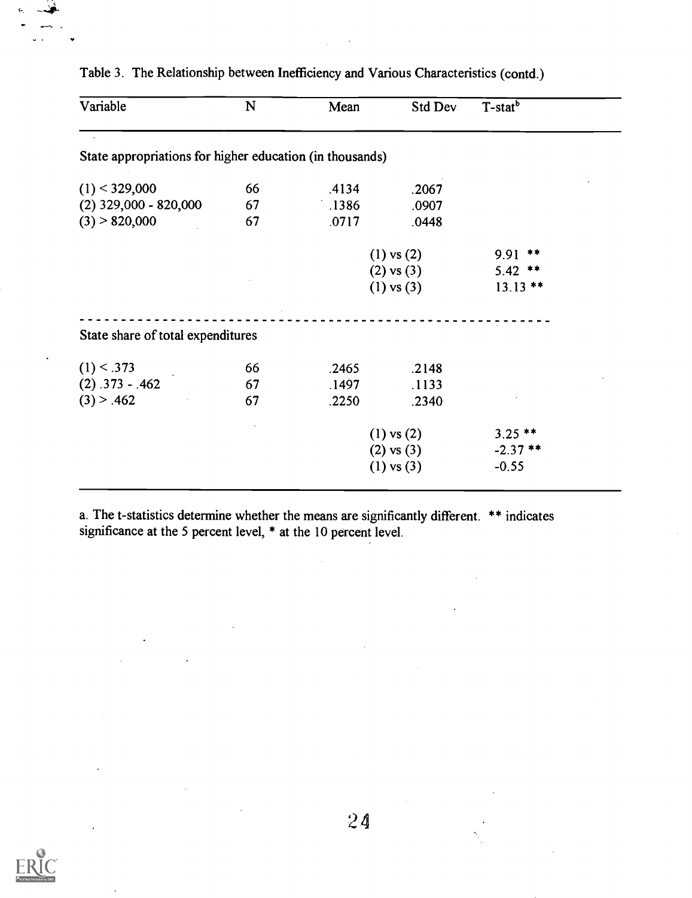Table 3. The Relationship between Inefficiency and Various Characteristics (contd.)

| Variable | N | Mean | Std Dev | T-stat[b] |
|---|---|---|---|---|
| State appropriations for higher education (in thousands) | | | | |
| (1) < 329,000 | 66 | .4134 | .2067 | |
| (2) 329,000 - 820,000 | 67 | .1386 | .0907 | |
| (3) > 820,000 | 67 | .0717 | .0448 | |
| | | | (1) vs (2) | 9.91 ** |
| | | | (2) vs (3) | 5.42 ** |
| | | | (1) vs (3) | 13.13 ** |
| State share of total expenditures | | | | |
| (1) < .373 | 66 | .2465 | .2148 | |
| (2) .373 - .462 | 67 | .1497 | .1133 | |
| (3) > .462 | 67 | .2250 | .2340 | |
| | | | (1) vs (2) | 3.25 ** |
| | | | (2) vs (3) | -2.37 ** |
| | | | (1) vs (3) | -0.55 |

a. The t-statistics determine whether the means are significantly different. ** indicates significance at the 5 percent level, * at the 10 percent level.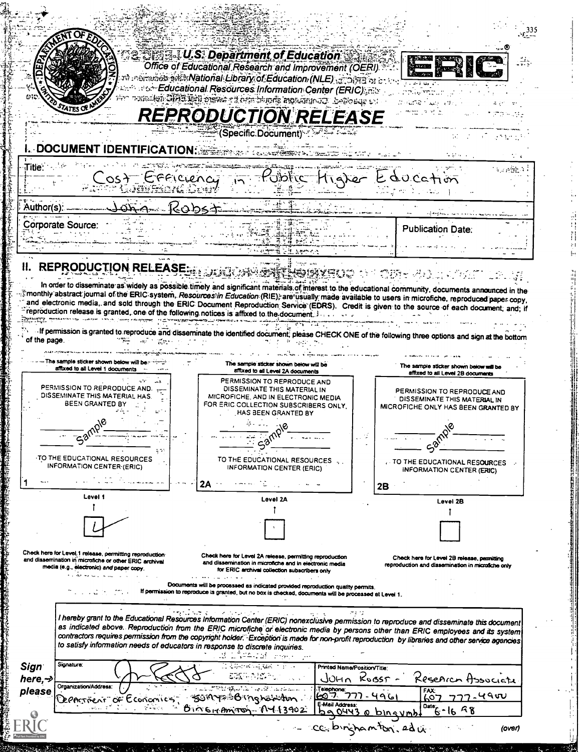U.S. Department of Education
Office of Educational Research and Improvement (OERI)
National Library of Education (NLE)
Educational Resources Information Center (ERIC)

ERIC

# REPRODUCTION RELEASE

(Specific Document)

## I. DOCUMENT IDENTIFICATION:

Title: Cost Efficiency in Public Higher Education

Author(s): John Robst

Corporate Source:

Publication Date:

## II. REPRODUCTION RELEASE:

In order to disseminate as widely as possible timely and significant materials of interest to the educational community, documents announced in the monthly abstract journal of the ERIC system, *Resources in Education* (RIE), are usually made available to users in microfiche, reproduced paper copy, and electronic media, and sold through the ERIC Document Reproduction Service (EDRS). Credit is given to the source of each document, and, if reproduction release is granted, one of the following notices is affixed to the document.

If permission is granted to reproduce and disseminate the identified document, please CHECK ONE of the following three options and sign at the bottom of the page.

| The sample sticker shown below will be affixed to all Level 1 documents | The sample sticker shown below will be affixed to all Level 2A documents | The sample sticker shown below will be affixed to all Level 2B documents |
|---|---|---|
| PERMISSION TO REPRODUCE AND DISSEMINATE THIS MATERIAL HAS BEEN GRANTED BY | PERMISSION TO REPRODUCE AND DISSEMINATE THIS MATERIAL IN MICROFICHE, AND IN ELECTRONIC MEDIA FOR ERIC COLLECTION SUBSCRIBERS ONLY, HAS BEEN GRANTED BY | PERMISSION TO REPRODUCE AND DISSEMINATE THIS MATERIAL IN MICROFICHE ONLY HAS BEEN GRANTED BY |
| Sample | Sample | Sample |
| TO THE EDUCATIONAL RESOURCES INFORMATION CENTER (ERIC) | TO THE EDUCATIONAL RESOURCES INFORMATION CENTER (ERIC) | TO THE EDUCATIONAL RESOURCES INFORMATION CENTER (ERIC) |
| 1 | 2A | 2B |
| Level 1 | Level 2A | Level 2B |
| [✓] | [ ] | [ ] |
| Check here for Level 1 release, permitting reproduction and dissemination in microfiche or other ERIC archival media (e.g., electronic) *and* paper copy. | Check here for Level 2A release, permitting reproduction and dissemination in microfiche and in electronic media for ERIC archival collection subscribers only | Check here for Level 2B release, permitting reproduction and dissemination in microfiche only |

Documents will be processed as indicated provided reproduction quality permits.
If permission to reproduce is granted, but no box is checked, documents will be processed at Level 1.

*I hereby grant to the Educational Resources Information Center (ERIC) nonexclusive permission to reproduce and disseminate this document as indicated above. Reproduction from the ERIC microfiche or electronic media by persons other than ERIC employees and its system contractors requires permission from the copyright holder. Exception is made for non-profit reproduction by libraries and other service agencies to satisfy information needs of educators in response to discrete inquiries.*

**Sign here, → please**

| | |
|---|---|
| Signature: [signature] | Printed Name/Position/Title: John Robst - Research Associate |
| Organization/Address: Department of Economics, SUNY-Binghamton, Binghamton NY 13902 | Telephone: 607 777-4961 / FAX: 607 777-4900 |
| | E-Mail Address: bg0443 @ bingvmb.cc.binghamton.edu / Date: 6-16-98 |

(over)